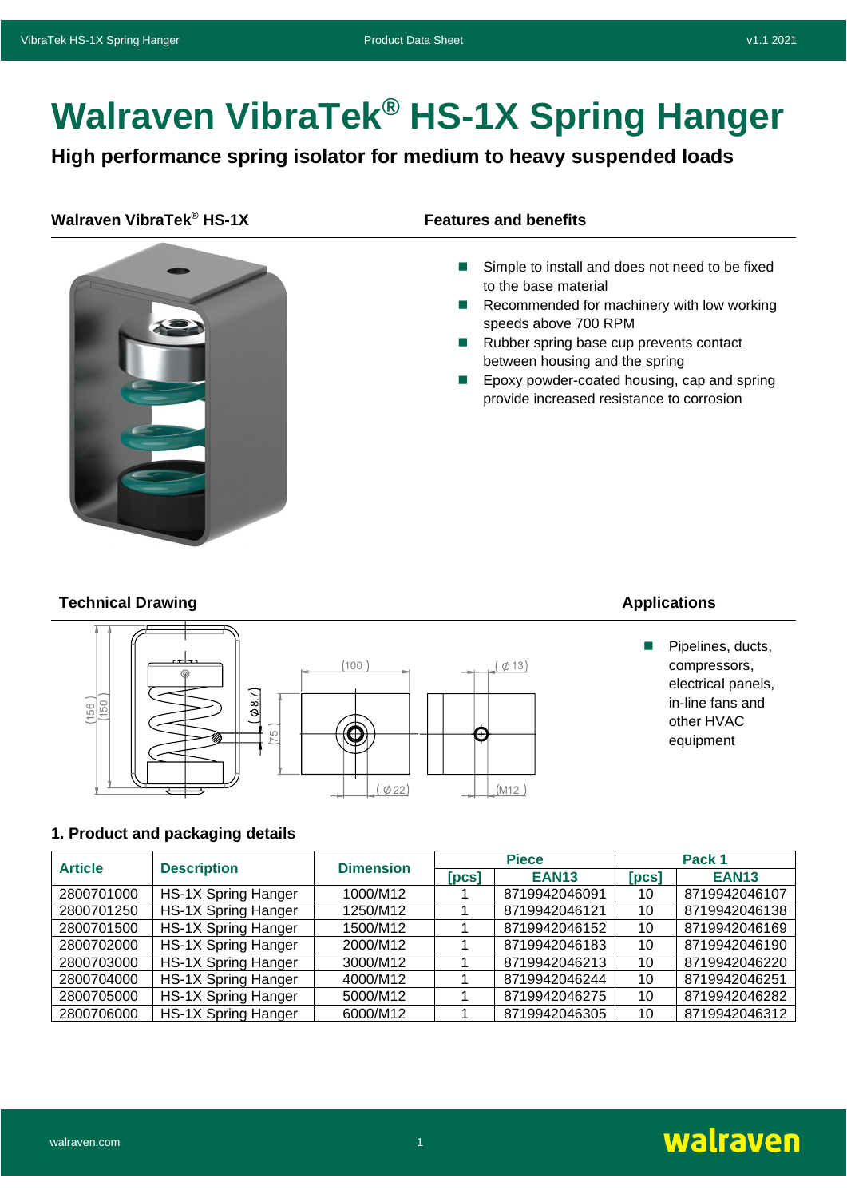# Walraven VibraTek® HS-1X Spring Hanger

**High performance spring isolator for medium to heavy suspended loads**

### Walraven VibraTek® HS-1X

### Features and benefits

- Simple to install and does not need to be fixed to the base material
- Recommended for machinery with low working speeds above 700 RPM
- Rubber spring base cup prevents contact between housing and the spring
- Epoxy powder-coated housing, cap and spring provide increased resistance to corrosion

### Technical Drawing

### Applications

- Pipelines, ducts, compressors, electrical panels, in-line fans and other HVAC equipment

## 1. Product and packaging details

| Article | Description | Dimension | Piece | | Pack 1 | |
|---|---|---|---|---|---|---|
| | | | [pcs] | EAN13 | [pcs] | EAN13 |
| 2800701000 | HS-1X Spring Hanger | 1000/M12 | 1 | 8719942046091 | 10 | 8719942046107 |
| 2800701250 | HS-1X Spring Hanger | 1250/M12 | 1 | 8719942046121 | 10 | 8719942046138 |
| 2800701500 | HS-1X Spring Hanger | 1500/M12 | 1 | 8719942046152 | 10 | 8719942046169 |
| 2800702000 | HS-1X Spring Hanger | 2000/M12 | 1 | 8719942046183 | 10 | 8719942046190 |
| 2800703000 | HS-1X Spring Hanger | 3000/M12 | 1 | 8719942046213 | 10 | 8719942046220 |
| 2800704000 | HS-1X Spring Hanger | 4000/M12 | 1 | 8719942046244 | 10 | 8719942046251 |
| 2800705000 | HS-1X Spring Hanger | 5000/M12 | 1 | 8719942046275 | 10 | 8719942046282 |
| 2800706000 | HS-1X Spring Hanger | 6000/M12 | 1 | 8719942046305 | 10 | 8719942046312 |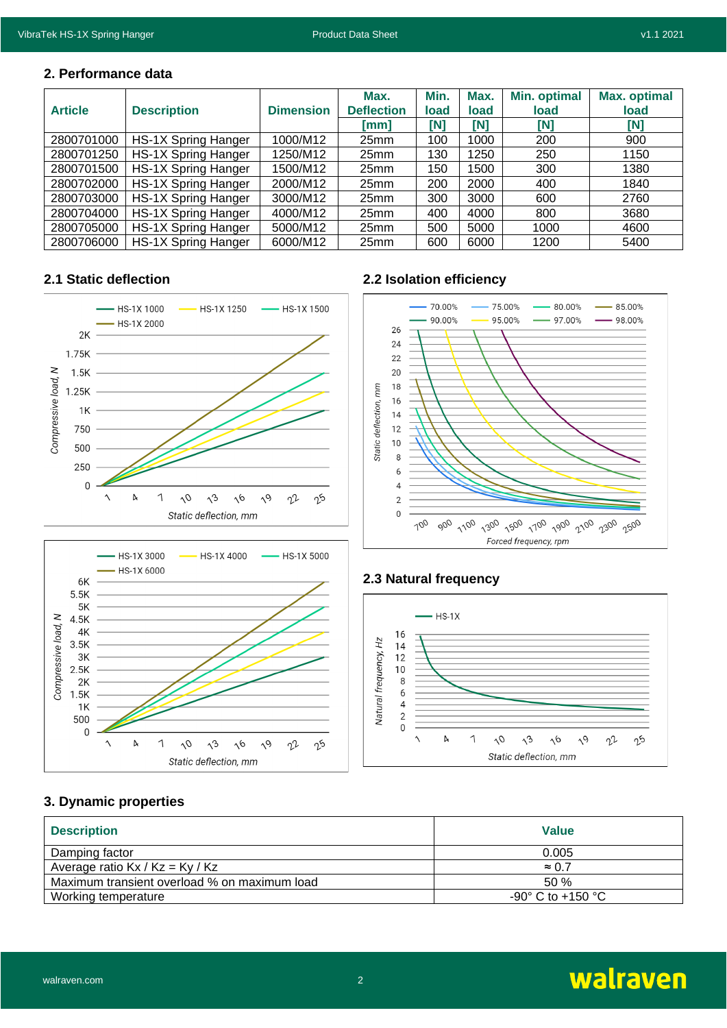## 2. Performance data

| Article | Description | Dimension | Max. Deflection [mm] | Min. load [N] | Max. load [N] | Min. optimal load [N] | Max. optimal load [N] |
|---|---|---|---|---|---|---|---|
| 2800701000 | HS-1X Spring Hanger | 1000/M12 | 25mm | 100 | 1000 | 200 | 900 |
| 2800701250 | HS-1X Spring Hanger | 1250/M12 | 25mm | 130 | 1250 | 250 | 1150 |
| 2800701500 | HS-1X Spring Hanger | 1500/M12 | 25mm | 150 | 1500 | 300 | 1380 |
| 2800702000 | HS-1X Spring Hanger | 2000/M12 | 25mm | 200 | 2000 | 400 | 1840 |
| 2800703000 | HS-1X Spring Hanger | 3000/M12 | 25mm | 300 | 3000 | 600 | 2760 |
| 2800704000 | HS-1X Spring Hanger | 4000/M12 | 25mm | 400 | 4000 | 800 | 3680 |
| 2800705000 | HS-1X Spring Hanger | 5000/M12 | 25mm | 500 | 5000 | 1000 | 4600 |
| 2800706000 | HS-1X Spring Hanger | 6000/M12 | 25mm | 600 | 6000 | 1200 | 5400 |

### 2.1 Static deflection

HS-1X 1000
HS-1X 1250
HS-1X 1500
HS-1X 2000

Compressive load, N

2K 1.75K 1.5K 1.25K 1K 750 500 250 0

1 4 7 10 13 16 19 22 25

Static deflection, mm

HS-1X 3000
HS-1X 4000
HS-1X 5000
HS-1X 6000

Compressive load, N

6K 5.5K 5K 4.5K 4K 3.5K 3K 2.5K 2K 1.5K 1K 500 0

1 4 7 10 13 16 19 22 25

Static deflection, mm

### 2.2 Isolation efficiency

70.00% 75.00% 80.00% 85.00% 90.00% 95.00% 97.00% 98.00%

Static deflection, mm

26 24 22 20 18 16 14 12 10 8 6 4 2 0

700 900 1100 1300 1500 1700 1900 2100 2300 2500

Forced frequency, rpm

### 2.3 Natural frequency

HS-1X

Natural frequency, Hz

16 14 12 10 8 6 4 2 0

1 4 7 10 13 16 19 22 25

Static deflection, mm

## 3. Dynamic properties

| Description | Value |
|---|---|
| Damping factor | 0.005 |
| Average ratio Kx / Kz = Ky / Kz | ≈ 0.7 |
| Maximum transient overload % on maximum load | 50 % |
| Working temperature | -90° C to +150 °C |